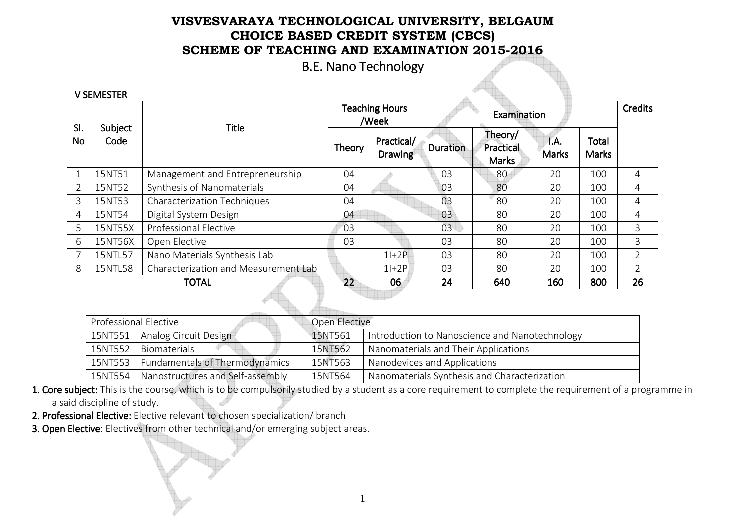# VISVESVARAYA TECHNOLOGICAL UNIVERSITY, BELGAUM
## CHOICE BASED CREDIT SYSTEM (CBCS)
## SCHEME OF TEACHING AND EXAMINATION 2015-2016
## B.E. Nano Technology

### V SEMESTER

| Sl. No | Subject Code | Title | Teaching Hours /Week | | Examination | | | | Credits |
|---|---|---|---|---|---|---|---|---|---|
| | | | Theory | Practical/ Drawing | Duration | Theory/ Practical Marks | I.A. Marks | Total Marks | |
| 1 | 15NT51 | Management and Entrepreneurship | 04 | | 03 | 80 | 20 | 100 | 4 |
| 2 | 15NT52 | Synthesis of Nanomaterials | 04 | | 03 | 80 | 20 | 100 | 4 |
| 3 | 15NT53 | Characterization Techniques | 04 | | 03 | 80 | 20 | 100 | 4 |
| 4 | 15NT54 | Digital System Design | 04 | | 03 | 80 | 20 | 100 | 4 |
| 5 | 15NT55X | Professional Elective | 03 | | 03 | 80 | 20 | 100 | 3 |
| 6 | 15NT56X | Open Elective | 03 | | 03 | 80 | 20 | 100 | 3 |
| 7 | 15NTL57 | Nano Materials Synthesis Lab | | 1I+2P | 03 | 80 | 20 | 100 | 2 |
| 8 | 15NTL58 | Characterization and Measurement Lab | | 1I+2P | 03 | 80 | 20 | 100 | 2 |
| | | **TOTAL** | **22** | **06** | **24** | **640** | **160** | **800** | **26** |

| Professional Elective | | Open Elective | |
|---|---|---|---|
| 15NT551 | Analog Circuit Design | 15NT561 | Introduction to Nanoscience and Nanotechnology |
| 15NT552 | Biomaterials | 15NT562 | Nanomaterials and Their Applications |
| 15NT553 | Fundamentals of Thermodynamics | 15NT563 | Nanodevices and Applications |
| 15NT554 | Nanostructures and Self-assembly | 15NT564 | Nanomaterials Synthesis and Characterization |

1. **Core subject:** This is the course, which is to be compulsorily studied by a student as a core requirement to complete the requirement of a programme in a said discipline of study.
2. **Professional Elective:** Elective relevant to chosen specialization/ branch
3. **Open Elective**: Electives from other technical and/or emerging subject areas.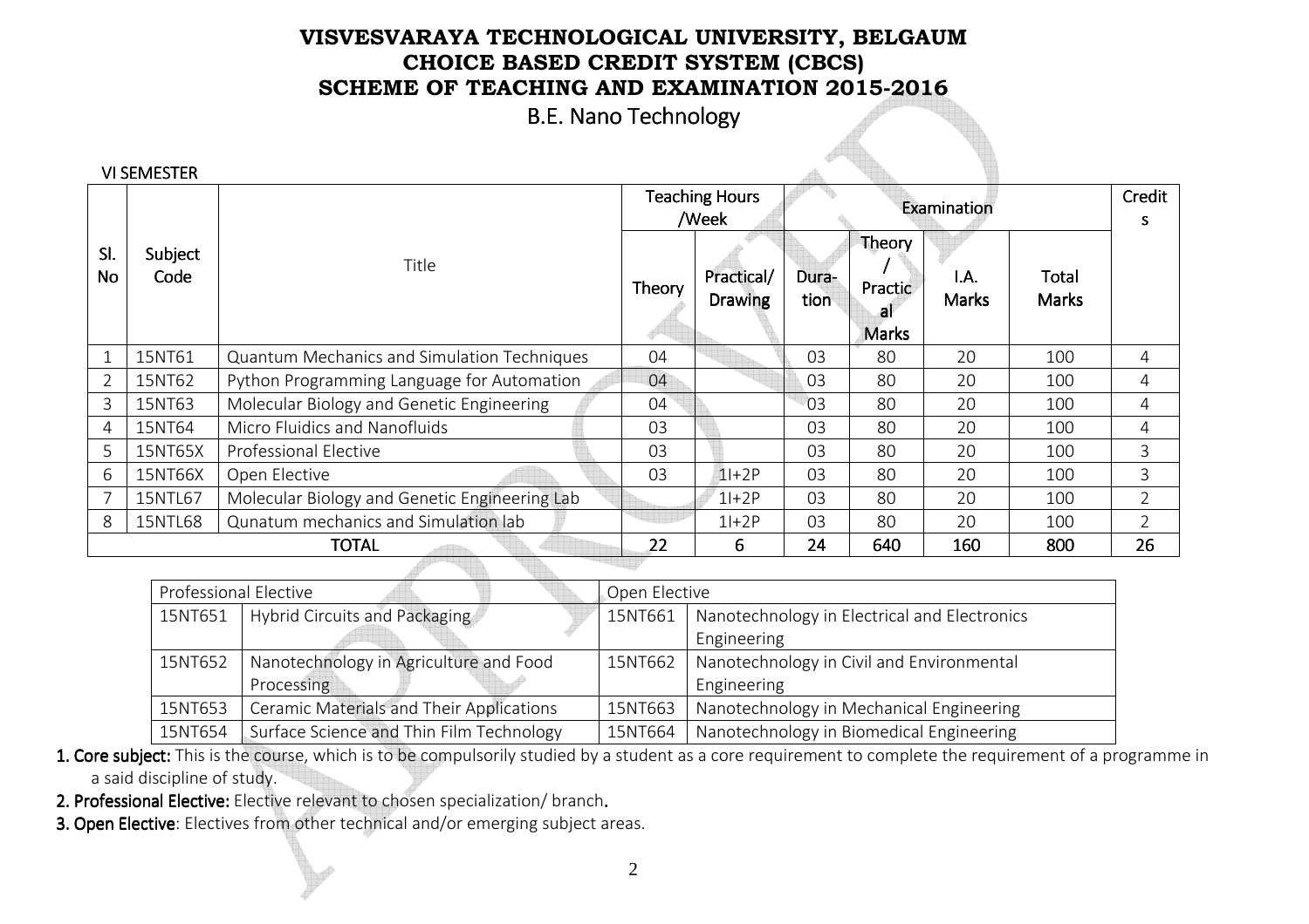# VISVESVARAYA TECHNOLOGICAL UNIVERSITY, BELGAUM
# CHOICE BASED CREDIT SYSTEM (CBCS)
# SCHEME OF TEACHING AND EXAMINATION 2015-2016
## B.E. Nano Technology

VI SEMESTER

| Sl. No | Subject Code | Title | Teaching Hours /Week | | Examination | | | | Credits |
|---|---|---|---|---|---|---|---|---|---|
| | | | Theory | Practical/ Drawing | Dura-tion | Theory / Practical Marks | I.A. Marks | Total Marks | |
| 1 | 15NT61 | Quantum Mechanics and Simulation Techniques | 04 | | 03 | 80 | 20 | 100 | 4 |
| 2 | 15NT62 | Python Programming Language for Automation | 04 | | 03 | 80 | 20 | 100 | 4 |
| 3 | 15NT63 | Molecular Biology and Genetic Engineering | 04 | | 03 | 80 | 20 | 100 | 4 |
| 4 | 15NT64 | Micro Fluidics and Nanofluids | 03 | | 03 | 80 | 20 | 100 | 4 |
| 5 | 15NT65X | Professional Elective | 03 | | 03 | 80 | 20 | 100 | 3 |
| 6 | 15NT66X | Open Elective | 03 | 1I+2P | 03 | 80 | 20 | 100 | 3 |
| 7 | 15NTL67 | Molecular Biology and Genetic Engineering Lab | | 1I+2P | 03 | 80 | 20 | 100 | 2 |
| 8 | 15NTL68 | Qunatum mechanics and Simulation lab | | 1I+2P | 03 | 80 | 20 | 100 | 2 |
| | | **TOTAL** | **22** | **6** | **24** | **640** | **160** | **800** | **26** |

| Professional Elective | | Open Elective | |
|---|---|---|---|
| 15NT651 | Hybrid Circuits and Packaging | 15NT661 | Nanotechnology in Electrical and Electronics Engineering |
| 15NT652 | Nanotechnology in Agriculture and Food Processing | 15NT662 | Nanotechnology in Civil and Environmental Engineering |
| 15NT653 | Ceramic Materials and Their Applications | 15NT663 | Nanotechnology in Mechanical Engineering |
| 15NT654 | Surface Science and Thin Film Technology | 15NT664 | Nanotechnology in Biomedical Engineering |

**1. Core subject:** This is the course, which is to be compulsorily studied by a student as a core requirement to complete the requirement of a programme in a said discipline of study.

**2. Professional Elective:** Elective relevant to chosen specialization/ branch.

**3. Open Elective**: Electives from other technical and/or emerging subject areas.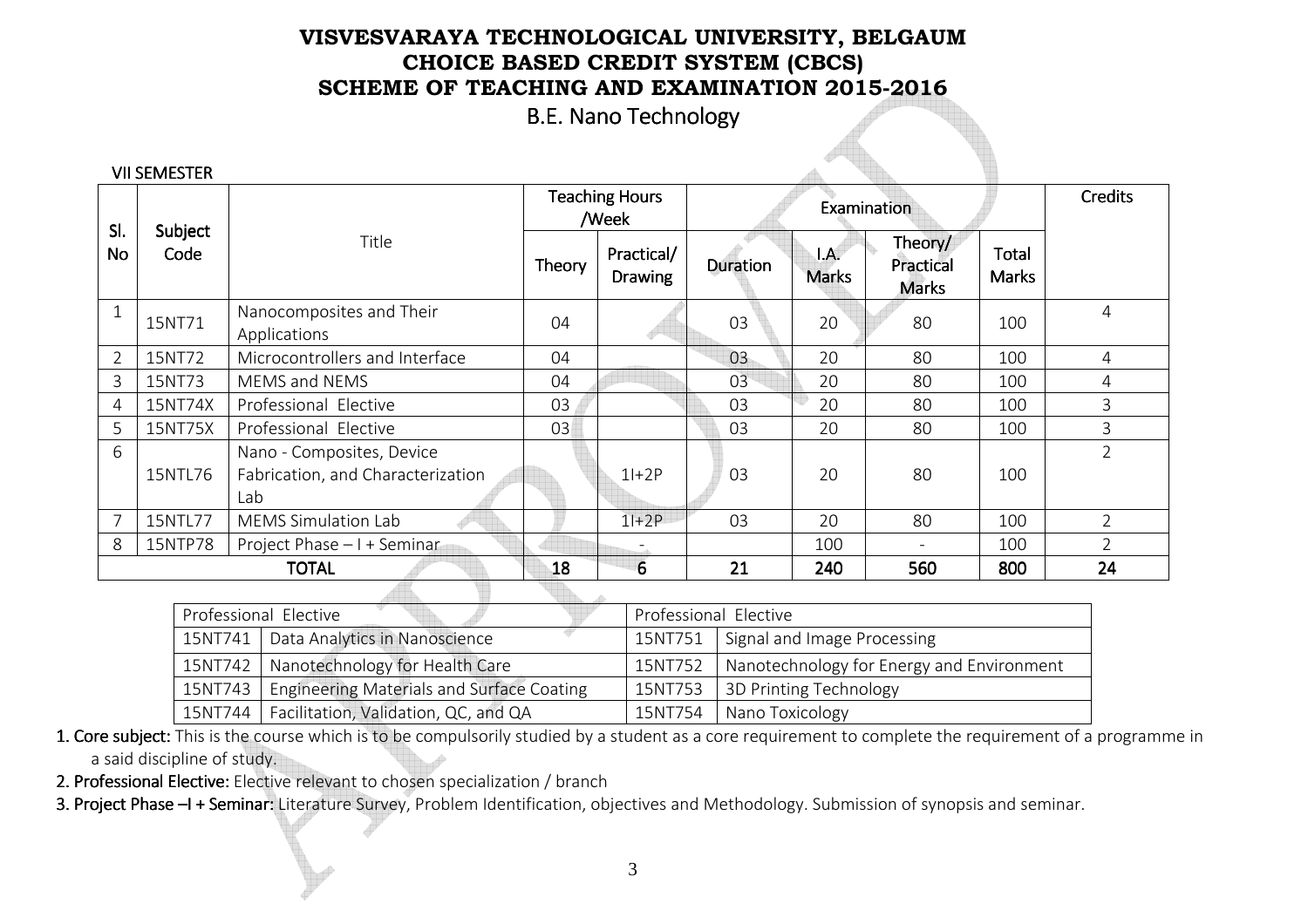# VISVESVARAYA TECHNOLOGICAL UNIVERSITY, BELGAUM
# CHOICE BASED CREDIT SYSTEM (CBCS)
# SCHEME OF TEACHING AND EXAMINATION 2015-2016
## B.E. Nano Technology

VII SEMESTER

| Sl. No | Subject Code | Title | Teaching Hours /Week | | Examination | | | | Credits |
|---|---|---|---|---|---|---|---|---|---|
| | | | Theory | Practical/ Drawing | Duration | I.A. Marks | Theory/ Practical Marks | Total Marks | |
| 1 | 15NT71 | Nanocomposites and Their Applications | 04 | | 03 | 20 | 80 | 100 | 4 |
| 2 | 15NT72 | Microcontrollers and Interface | 04 | | 03 | 20 | 80 | 100 | 4 |
| 3 | 15NT73 | MEMS and NEMS | 04 | | 03 | 20 | 80 | 100 | 4 |
| 4 | 15NT74X | Professional Elective | 03 | | 03 | 20 | 80 | 100 | 3 |
| 5 | 15NT75X | Professional Elective | 03 | | 03 | 20 | 80 | 100 | 3 |
| 6 | 15NTL76 | Nano - Composites, Device Fabrication, and Characterization Lab | | 1I+2P | 03 | 20 | 80 | 100 | 2 |
| 7 | 15NTL77 | MEMS Simulation Lab | | 1I+2P | 03 | 20 | 80 | 100 | 2 |
| 8 | 15NTP78 | Project Phase – I + Seminar | | - | | 100 | - | 100 | 2 |
| **TOTAL** | | | **18** | **6** | **21** | **240** | **560** | **800** | **24** |

| Professional Elective | | Professional Elective | |
|---|---|---|---|
| 15NT741 | Data Analytics in Nanoscience | 15NT751 | Signal and Image Processing |
| 15NT742 | Nanotechnology for Health Care | 15NT752 | Nanotechnology for Energy and Environment |
| 15NT743 | Engineering Materials and Surface Coating | 15NT753 | 3D Printing Technology |
| 15NT744 | Facilitation, Validation, QC, and QA | 15NT754 | Nano Toxicology |

1. **Core subject:** This is the course which is to be compulsorily studied by a student as a core requirement to complete the requirement of a programme in a said discipline of study.
2. **Professional Elective:** Elective relevant to chosen specialization / branch
3. **Project Phase –I + Seminar:** Literature Survey, Problem Identification, objectives and Methodology. Submission of synopsis and seminar.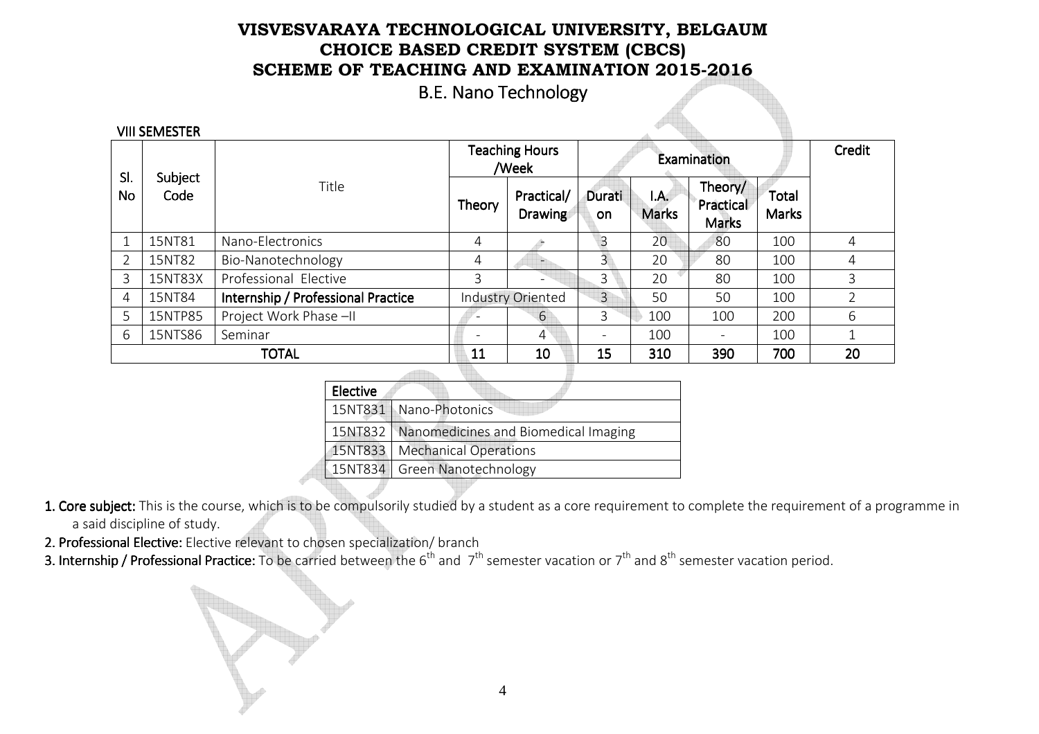# VISVESVARAYA TECHNOLOGICAL UNIVERSITY, BELGAUM
# CHOICE BASED CREDIT SYSTEM (CBCS)
# SCHEME OF TEACHING AND EXAMINATION 2015-2016

## B.E. Nano Technology

### VIII SEMESTER

| Sl. No | Subject Code | Title | Teaching Hours /Week | | Examination | | | | Credit |
|---|---|---|---|---|---|---|---|---|---|
| | | | Theory | Practical/ Drawing | Duration | I.A. Marks | Theory/ Practical Marks | Total Marks | |
| 1 | 15NT81 | Nano-Electronics | 4 | - | 3 | 20 | 80 | 100 | 4 |
| 2 | 15NT82 | Bio-Nanotechnology | 4 | - | 3 | 20 | 80 | 100 | 4 |
| 3 | 15NT83X | Professional Elective | 3 | - | 3 | 20 | 80 | 100 | 3 |
| 4 | 15NT84 | **Internship / Professional Practice** | Industry Oriented | | 3 | 50 | 50 | 100 | 2 |
| 5 | 15NTP85 | Project Work Phase –II | - | 6 | 3 | 100 | 100 | 200 | 6 |
| 6 | 15NTS86 | Seminar | - | 4 | - | 100 | - | 100 | 1 |
| | | **TOTAL** | **11** | **10** | **15** | **310** | **390** | **700** | **20** |

| Elective | |
|---|---|
| 15NT831 | Nano-Photonics |
| 15NT832 | Nanomedicines and Biomedical Imaging |
| 15NT833 | Mechanical Operations |
| 15NT834 | Green Nanotechnology |

**1. Core subject:** This is the course, which is to be compulsorily studied by a student as a core requirement to complete the requirement of a programme in a said discipline of study.

**2. Professional Elective:** Elective relevant to chosen specialization/ branch

**3. Internship / Professional Practice:** To be carried between the 6th and 7th semester vacation or 7th and 8th semester vacation period.